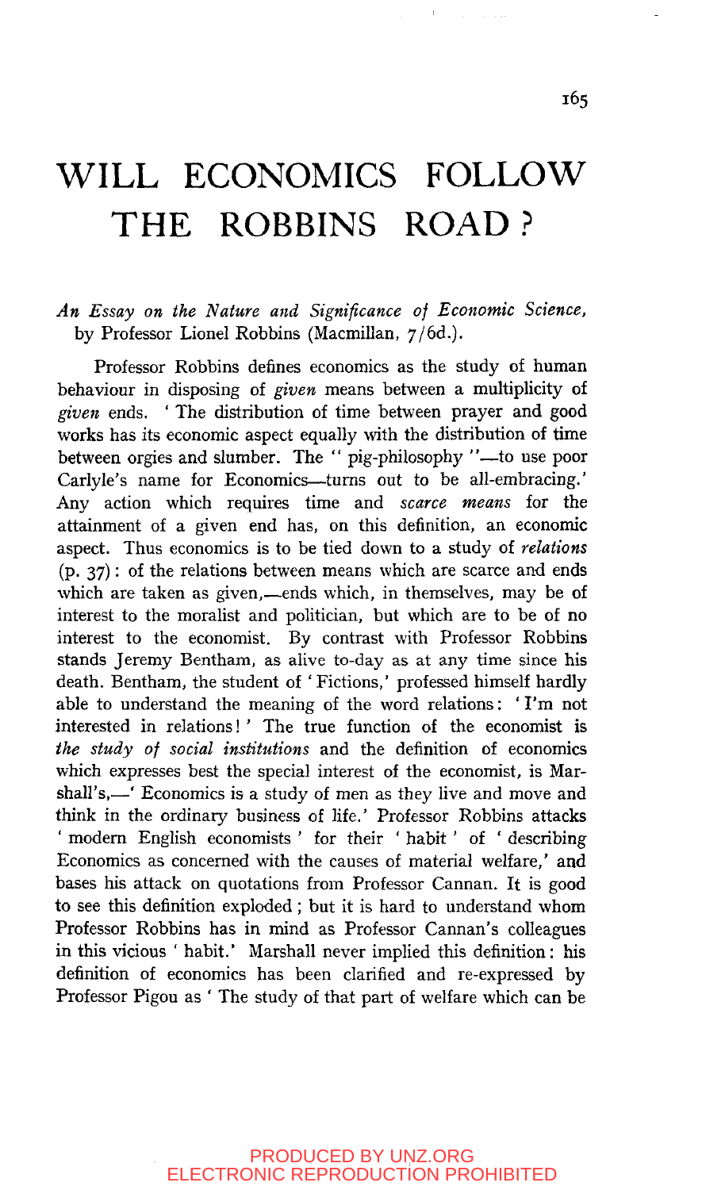# WILL ECONOMICS FOLLOW THE ROBBINS ROAD?

*An Essay on the Nature and Significance of Economic Science*, by Professor Lionel Robbins (Macmillan, 7/6d.).

Professor Robbins defines economics as the study of human behaviour in disposing of *given* means between a multiplicity of *given* ends. 'The distribution of time between prayer and good works has its economic aspect equally with the distribution of time between orgies and slumber. The "pig-philosophy"—to use poor Carlyle's name for Economics—turns out to be all-embracing.' Any action which requires time and *scarce means* for the attainment of a given end has, on this definition, an economic aspect. Thus economics is to be tied down to a study of *relations* (p. 37): of the relations between means which are scarce and ends which are taken as given,—ends which, in themselves, may be of interest to the moralist and politician, but which are to be of no interest to the economist. By contrast with Professor Robbins stands Jeremy Bentham, as alive to-day as at any time since his death. Bentham, the student of 'Fictions,' professed himself hardly able to understand the meaning of the word relations: 'I'm not interested in relations!' The true function of the economist is *the study of social institutions* and the definition of economics which expresses best the special interest of the economist, is Marshall's,—'Economics is a study of men as they live and move and think in the ordinary business of life.' Professor Robbins attacks 'modern English economists' for their 'habit' of 'describing Economics as concerned with the causes of material welfare,' and bases his attack on quotations from Professor Cannan. It is good to see this definition exploded; but it is hard to understand whom Professor Robbins has in mind as Professor Cannan's colleagues in this vicious 'habit.' Marshall never implied this definition: his definition of economics has been clarified and re-expressed by Professor Pigou as 'The study of that part of welfare which can be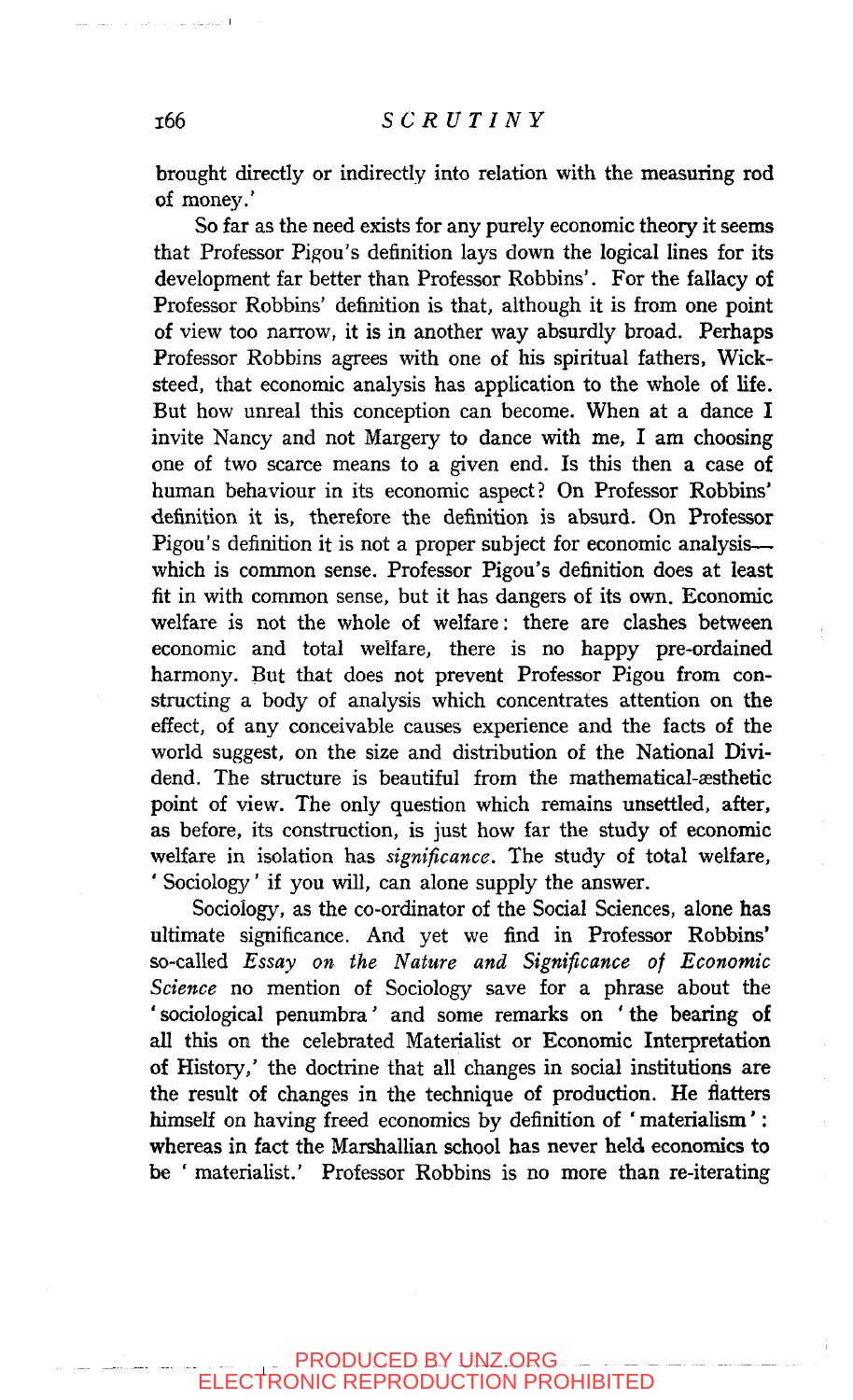brought directly or indirectly into relation with the measuring rod of money.'

So far as the need exists for any purely economic theory it seems that Professor Pigou's definition lays down the logical lines for its development far better than Professor Robbins'. For the fallacy of Professor Robbins' definition is that, although it is from one point of view too narrow, it is in another way absurdly broad. Perhaps Professor Robbins agrees with one of his spiritual fathers, Wicksteed, that economic analysis has application to the whole of life. But how unreal this conception can become. When at a dance I invite Nancy and not Margery to dance with me, I am choosing one of two scarce means to a given end. Is this then a case of human behaviour in its economic aspect? On Professor Robbins' definition it is, therefore the definition is absurd. On Professor Pigou's definition it is not a proper subject for economic analysis—which is common sense. Professor Pigou's definition does at least fit in with common sense, but it has dangers of its own. Economic welfare is not the whole of welfare: there are clashes between economic and total welfare, there is no happy pre-ordained harmony. But that does not prevent Professor Pigou from constructing a body of analysis which concentrates attention on the effect, of any conceivable causes experience and the facts of the world suggest, on the size and distribution of the National Dividend. The structure is beautiful from the mathematical-æsthetic point of view. The only question which remains unsettled, after, as before, its construction, is just how far the study of economic welfare in isolation has *significance*. The study of total welfare, 'Sociology' if you will, can alone supply the answer.

Sociology, as the co-ordinator of the Social Sciences, alone has ultimate significance. And yet we find in Professor Robbins' so-called *Essay on the Nature and Significance of Economic Science* no mention of Sociology save for a phrase about the 'sociological penumbra' and some remarks on 'the bearing of all this on the celebrated Materialist or Economic Interpretation of History,' the doctrine that all changes in social institutions are the result of changes in the technique of production. He flatters himself on having freed economics by definition of 'materialism': whereas in fact the Marshallian school has never held economics to be 'materialist.' Professor Robbins is no more than re-iterating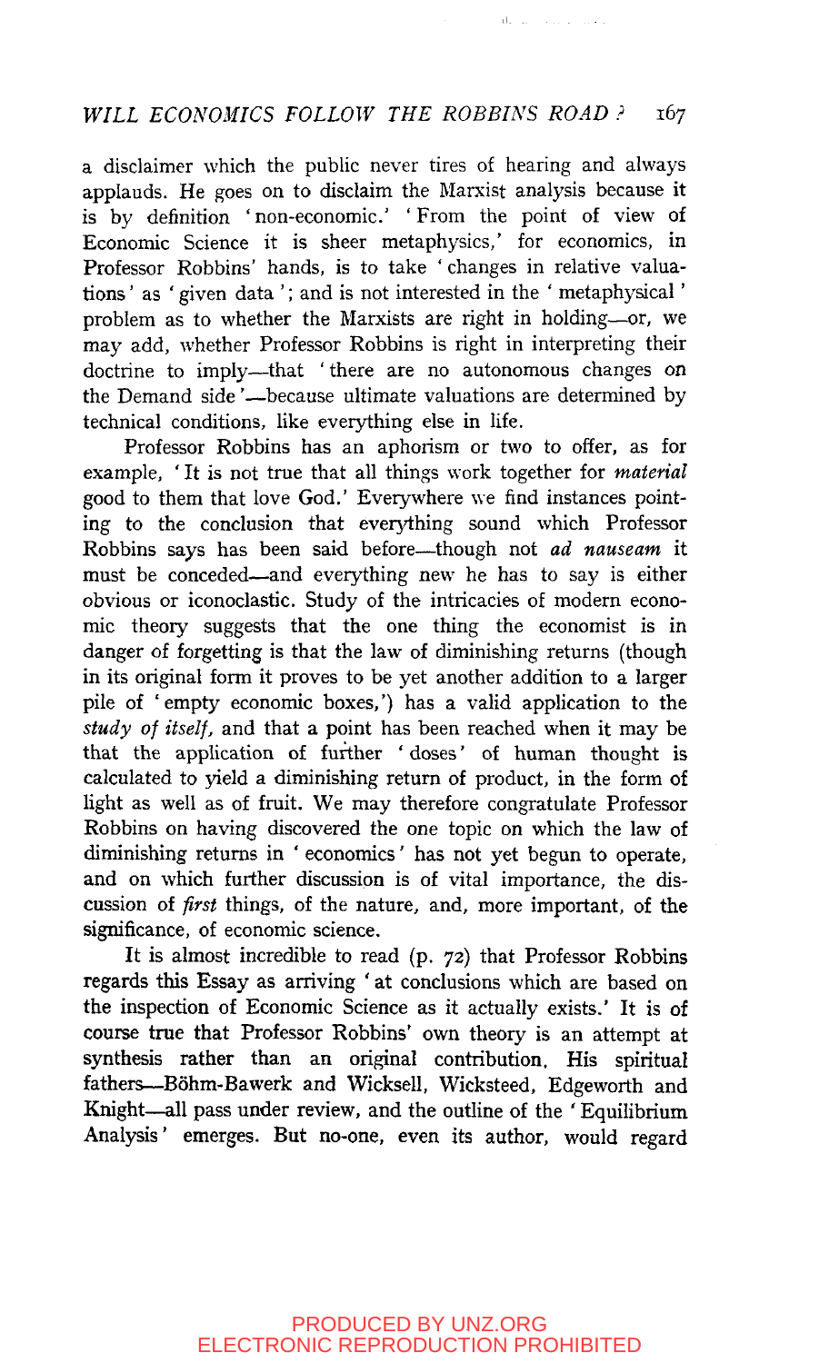a disclaimer which the public never tires of hearing and always applauds. He goes on to disclaim the Marxist analysis because it is by definition 'non-economic.' 'From the point of view of Economic Science it is sheer metaphysics,' for economics, in Professor Robbins' hands, is to take 'changes in relative valuations' as 'given data'; and is not interested in the 'metaphysical' problem as to whether the Marxists are right in holding—or, we may add, whether Professor Robbins is right in interpreting their doctrine to imply—that 'there are no autonomous changes on the Demand side'—because ultimate valuations are determined by technical conditions, like everything else in life.

Professor Robbins has an aphorism or two to offer, as for example, 'It is not true that all things work together for *material* good to them that love God.' Everywhere we find instances pointing to the conclusion that everything sound which Professor Robbins says has been said before—though not *ad nauseam* it must be conceded—and everything new he has to say is either obvious or iconoclastic. Study of the intricacies of modern economic theory suggests that the one thing the economist is in danger of forgetting is that the law of diminishing returns (though in its original form it proves to be yet another addition to a larger pile of 'empty economic boxes,') has a valid application to the *study of itself*, and that a point has been reached when it may be that the application of further 'doses' of human thought is calculated to yield a diminishing return of product, in the form of light as well as of fruit. We may therefore congratulate Professor Robbins on having discovered the one topic on which the law of diminishing returns in 'economics' has not yet begun to operate, and on which further discussion is of vital importance, the discussion of *first* things, of the nature, and, more important, of the significance, of economic science.

It is almost incredible to read (p. 72) that Professor Robbins regards this Essay as arriving 'at conclusions which are based on the inspection of Economic Science as it actually exists.' It is of course true that Professor Robbins' own theory is an attempt at synthesis rather than an original contribution. His spiritual fathers—Böhm-Bawerk and Wicksell, Wicksteed, Edgeworth and Knight—all pass under review, and the outline of the 'Equilibrium Analysis' emerges. But no-one, even its author, would regard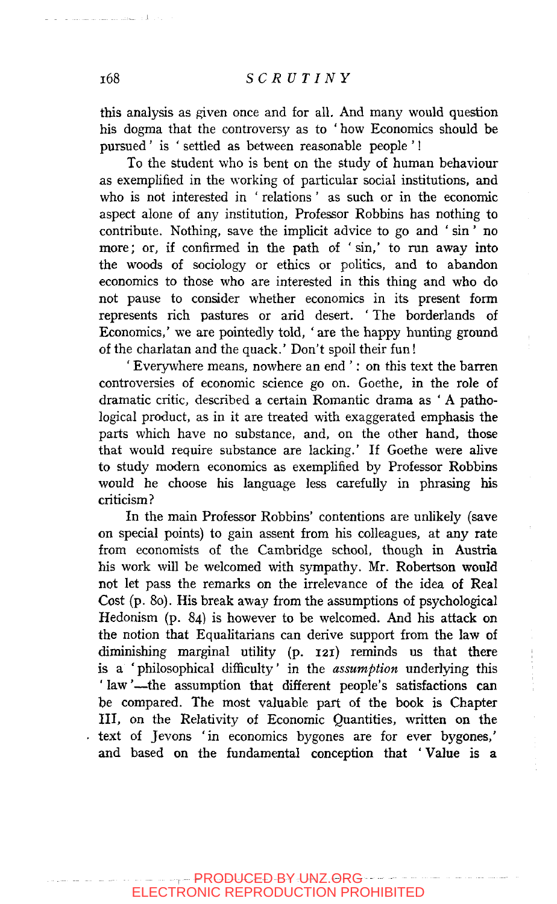this analysis as given once and for all. And many would question his dogma that the controversy as to 'how Economics should be pursued' is 'settled as between reasonable people'!

To the student who is bent on the study of human behaviour as exemplified in the working of particular social institutions, and who is not interested in 'relations' as such or in the economic aspect alone of any institution, Professor Robbins has nothing to contribute. Nothing, save the implicit advice to go and 'sin' no more; or, if confirmed in the path of 'sin,' to run away into the woods of sociology or ethics or politics, and to abandon economics to those who are interested in this thing and who do not pause to consider whether economics in its present form represents rich pastures or arid desert. 'The borderlands of Economics,' we are pointedly told, 'are the happy hunting ground of the charlatan and the quack.' Don't spoil their fun!

'Everywhere means, nowhere an end': on this text the barren controversies of economic science go on. Goethe, in the role of dramatic critic, described a certain Romantic drama as 'A pathological product, as in it are treated with exaggerated emphasis the parts which have no substance, and, on the other hand, those that would require substance are lacking.' If Goethe were alive to study modern economics as exemplified by Professor Robbins would he choose his language less carefully in phrasing his criticism?

In the main Professor Robbins' contentions are unlikely (save on special points) to gain assent from his colleagues, at any rate from economists of the Cambridge school, though in Austria his work will be welcomed with sympathy. Mr. Robertson would not let pass the remarks on the irrelevance of the idea of Real Cost (p. 80). His break away from the assumptions of psychological Hedonism (p. 84) is however to be welcomed. And his attack on the notion that Equalitarians can derive support from the law of diminishing marginal utility (p. 121) reminds us that there is a 'philosophical difficulty' in the *assumption* underlying this 'law'—the assumption that different people's satisfactions can be compared. The most valuable part of the book is Chapter III, on the Relativity of Economic Quantities, written on the text of Jevons 'in economics bygones are for ever bygones,' and based on the fundamental conception that 'Value is a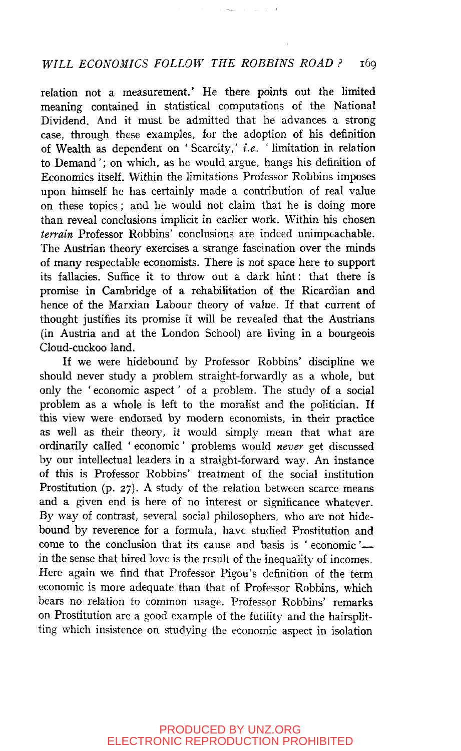relation not a measurement.' He there points out the limited meaning contained in statistical computations of the National Dividend. And it must be admitted that he advances a strong case, through these examples, for the adoption of his definition of Wealth as dependent on 'Scarcity,' *i.e.* 'limitation in relation to Demand'; on which, as he would argue, hangs his definition of Economics itself. Within the limitations Professor Robbins imposes upon himself he has certainly made a contribution of real value on these topics; and he would not claim that he is doing more than reveal conclusions implicit in earlier work. Within his chosen *terrain* Professor Robbins' conclusions are indeed unimpeachable. The Austrian theory exercises a strange fascination over the minds of many respectable economists. There is not space here to support its fallacies. Suffice it to throw out a dark hint: that there is promise in Cambridge of a rehabilitation of the Ricardian and hence of the Marxian Labour theory of value. If that current of thought justifies its promise it will be revealed that the Austrians (in Austria and at the London School) are living in a bourgeois Cloud-cuckoo land.

If we were hidebound by Professor Robbins' discipline we should never study a problem straight-forwardly as a whole, but only the 'economic aspect' of a problem. The study of a social problem as a whole is left to the moralist and the politician. If this view were endorsed by modern economists, in their practice as well as their theory, it would simply mean that what are ordinarily called 'economic' problems would *never* get discussed by our intellectual leaders in a straight-forward way. An instance of this is Professor Robbins' treatment of the social institution Prostitution (p. 27). A study of the relation between scarce means and a given end is here of no interest or significance whatever. By way of contrast, several social philosophers, who are not hidebound by reverence for a formula, have studied Prostitution and come to the conclusion that its cause and basis is 'economic'—in the sense that hired love is the result of the inequality of incomes. Here again we find that Professor Pigou's definition of the term economic is more adequate than that of Professor Robbins, which bears no relation to common usage. Professor Robbins' remarks on Prostitution are a good example of the futility and the hairsplitting which insistence on studying the economic aspect in isolation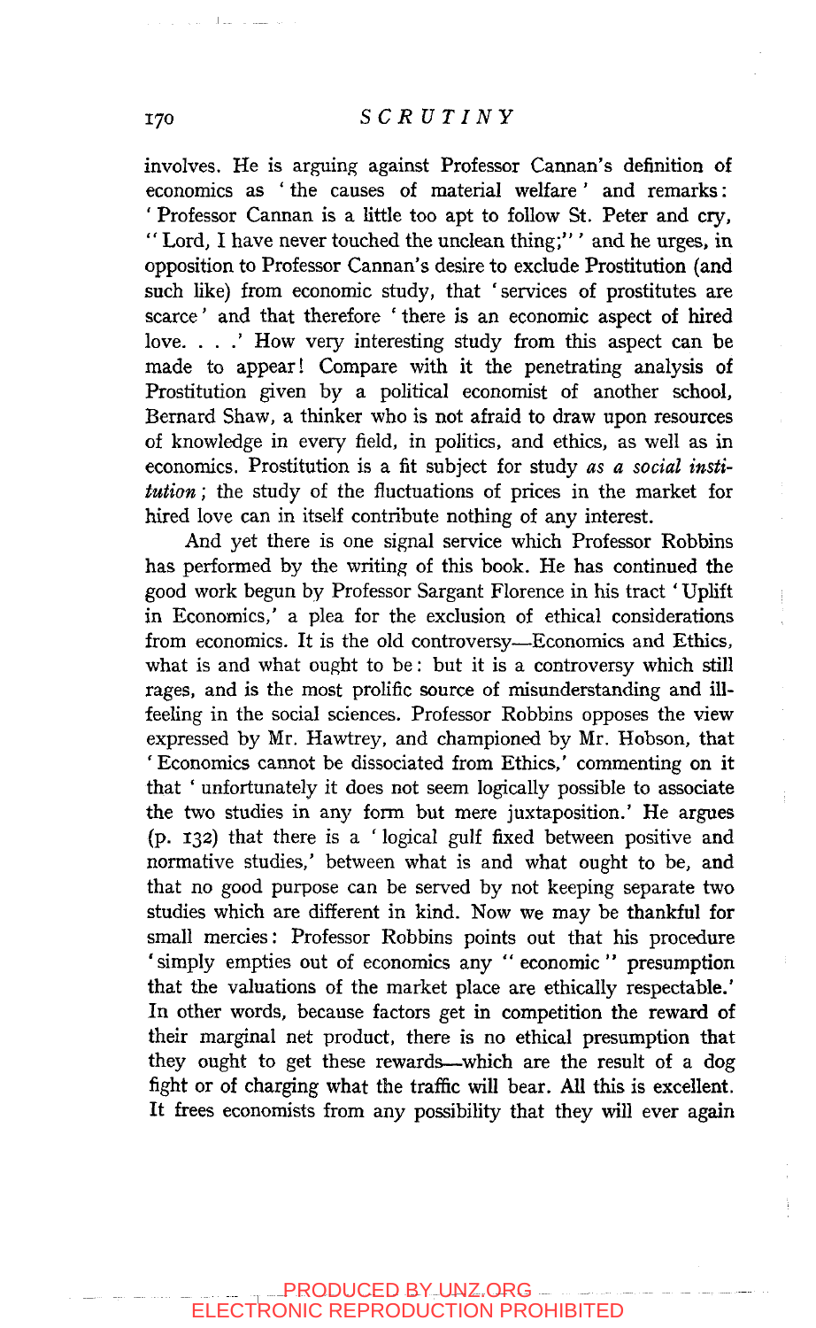involves. He is arguing against Professor Cannan's definition of economics as 'the causes of material welfare' and remarks: 'Professor Cannan is a little too apt to follow St. Peter and cry, "Lord, I have never touched the unclean thing;"' and he urges, in opposition to Professor Cannan's desire to exclude Prostitution (and such like) from economic study, that 'services of prostitutes are scarce' and that therefore 'there is an economic aspect of hired love. . . .' How very interesting study from this aspect can be made to appear! Compare with it the penetrating analysis of Prostitution given by a political economist of another school, Bernard Shaw, a thinker who is not afraid to draw upon resources of knowledge in every field, in politics, and ethics, as well as in economics. Prostitution is a fit subject for study *as a social institution*; the study of the fluctuations of prices in the market for hired love can in itself contribute nothing of any interest.

And yet there is one signal service which Professor Robbins has performed by the writing of this book. He has continued the good work begun by Professor Sargant Florence in his tract 'Uplift in Economics,' a plea for the exclusion of ethical considerations from economics. It is the old controversy—Economics and Ethics, what is and what ought to be: but it is a controversy which still rages, and is the most prolific source of misunderstanding and ill-feeling in the social sciences. Professor Robbins opposes the view expressed by Mr. Hawtrey, and championed by Mr. Hobson, that 'Economics cannot be dissociated from Ethics,' commenting on it that 'unfortunately it does not seem logically possible to associate the two studies in any form but mere juxtaposition.' He argues (p. 132) that there is a 'logical gulf fixed between positive and normative studies,' between what is and what ought to be, and that no good purpose can be served by not keeping separate two studies which are different in kind. Now we may be thankful for small mercies: Professor Robbins points out that his procedure 'simply empties out of economics any "economic" presumption that the valuations of the market place are ethically respectable.' In other words, because factors get in competition the reward of their marginal net product, there is no ethical presumption that they ought to get these rewards—which are the result of a dog fight or of charging what the traffic will bear. All this is excellent. It frees economists from any possibility that they will ever again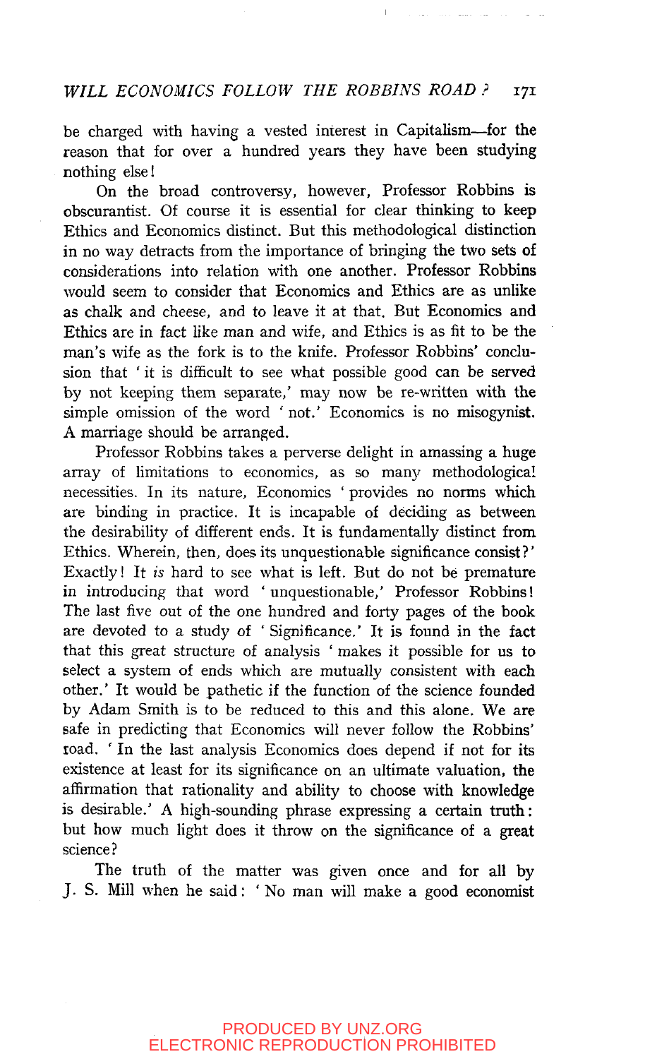be charged with having a vested interest in Capitalism—for the reason that for over a hundred years they have been studying nothing else!

On the broad controversy, however, Professor Robbins is obscurantist. Of course it is essential for clear thinking to keep Ethics and Economics distinct. But this methodological distinction in no way detracts from the importance of bringing the two sets of considerations into relation with one another. Professor Robbins would seem to consider that Economics and Ethics are as unlike as chalk and cheese, and to leave it at that. But Economics and Ethics are in fact like man and wife, and Ethics is as fit to be the man's wife as the fork is to the knife. Professor Robbins' conclusion that 'it is difficult to see what possible good can be served by not keeping them separate,' may now be re-written with the simple omission of the word 'not.' Economics is no misogynist. A marriage should be arranged.

Professor Robbins takes a perverse delight in amassing a huge array of limitations to economics, as so many methodological necessities. In its nature, Economics 'provides no norms which are binding in practice. It is incapable of deciding as between the desirability of different ends. It is fundamentally distinct from Ethics. Wherein, then, does its unquestionable significance consist?' Exactly! It *is* hard to see what is left. But do not be premature in introducing that word 'unquestionable,' Professor Robbins! The last five out of the one hundred and forty pages of the book are devoted to a study of 'Significance.' It is found in the fact that this great structure of analysis 'makes it possible for us to select a system of ends which are mutually consistent with each other.' It would be pathetic if the function of the science founded by Adam Smith is to be reduced to this and this alone. We are safe in predicting that Economics will never follow the Robbins' road. 'In the last analysis Economics does depend if not for its existence at least for its significance on an ultimate valuation, the affirmation that rationality and ability to choose with knowledge is desirable.' A high-sounding phrase expressing a certain truth: but how much light does it throw on the significance of a great science?

The truth of the matter was given once and for all by J. S. Mill when he said: 'No man will make a good economist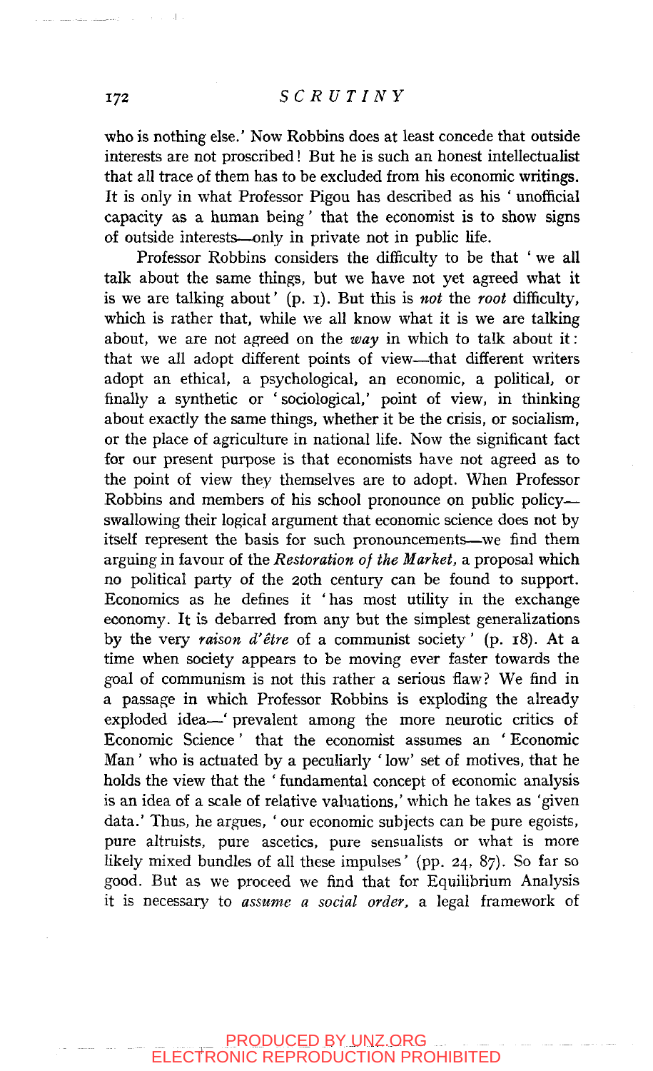who is nothing else.' Now Robbins does at least concede that outside interests are not proscribed! But he is such an honest intellectualist that all trace of them has to be excluded from his economic writings. It is only in what Professor Pigou has described as his 'unofficial capacity as a human being' that the economist is to show signs of outside interests—only in private not in public life.

Professor Robbins considers the difficulty to be that 'we all talk about the same things, but we have not yet agreed what it is we are talking about' (p. 1). But this is *not* the *root* difficulty, which is rather that, while we all know what it is we are talking about, we are not agreed on the *way* in which to talk about it: that we all adopt different points of view—that different writers adopt an ethical, a psychological, an economic, a political, or finally a synthetic or 'sociological,' point of view, in thinking about exactly the same things, whether it be the crisis, or socialism, or the place of agriculture in national life. Now the significant fact for our present purpose is that economists have not agreed as to the point of view they themselves are to adopt. When Professor Robbins and members of his school pronounce on public policy—swallowing their logical argument that economic science does not by itself represent the basis for such pronouncements—we find them arguing in favour of the *Restoration of the Market*, a proposal which no political party of the 20th century can be found to support. Economics as he defines it 'has most utility in the exchange economy. It is debarred from any but the simplest generalizations by the very *raison d'être* of a communist society' (p. 18). At a time when society appears to be moving ever faster towards the goal of communism is not this rather a serious flaw? We find in a passage in which Professor Robbins is exploding the already exploded idea—'prevalent among the more neurotic critics of Economic Science' that the economist assumes an 'Economic Man' who is actuated by a peculiarly 'low' set of motives, that he holds the view that the 'fundamental concept of economic analysis is an idea of a scale of relative valuations,' which he takes as 'given data.' Thus, he argues, 'our economic subjects can be pure egoists, pure altruists, pure ascetics, pure sensualists or what is more likely mixed bundles of all these impulses' (pp. 24, 87). So far so good. But as we proceed we find that for Equilibrium Analysis it is necessary to *assume a social order*, a legal framework of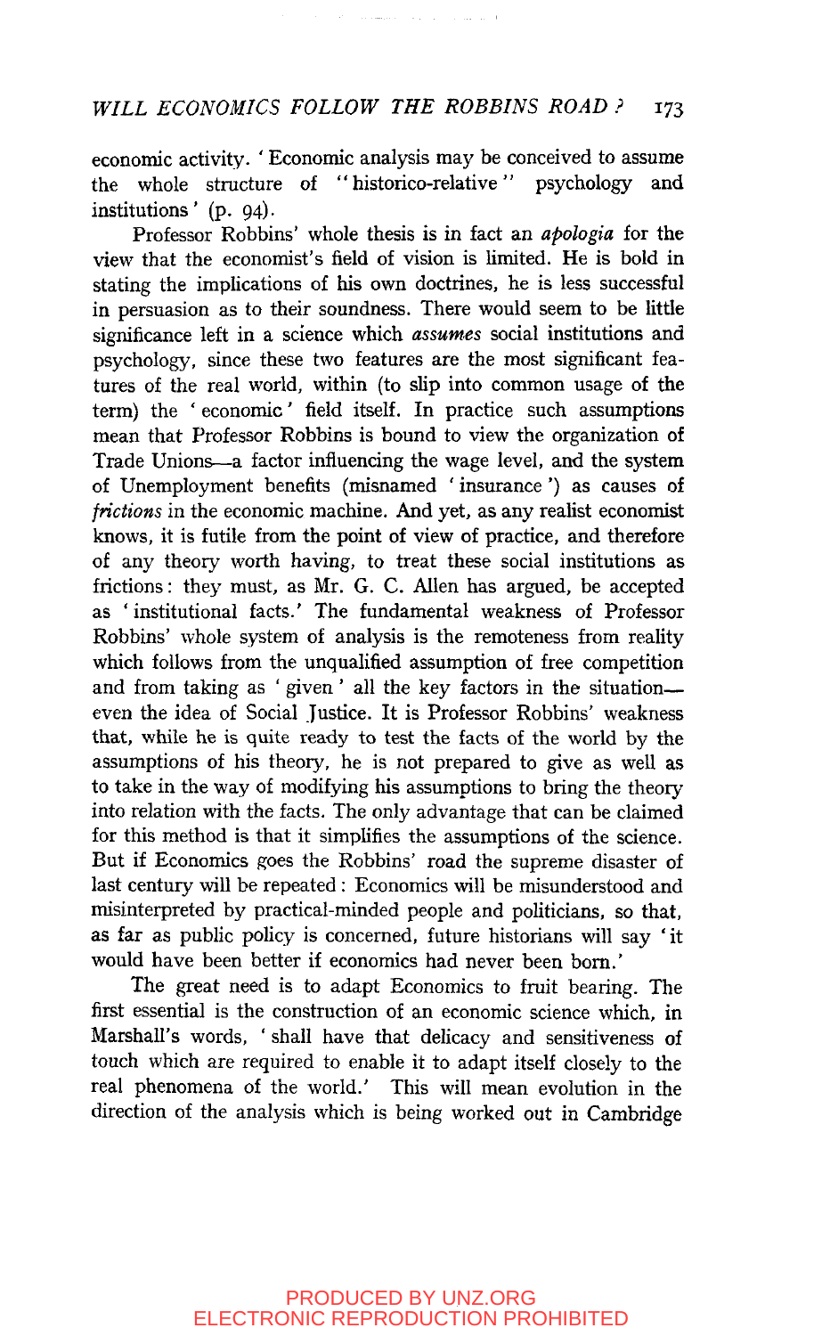economic activity. 'Economic analysis may be conceived to assume the whole structure of "historico-relative" psychology and institutions' (p. 94).

Professor Robbins' whole thesis is in fact an *apologia* for the view that the economist's field of vision is limited. He is bold in stating the implications of his own doctrines, he is less successful in persuasion as to their soundness. There would seem to be little significance left in a science which *assumes* social institutions and psychology, since these two features are the most significant features of the real world, within (to slip into common usage of the term) the 'economic' field itself. In practice such assumptions mean that Professor Robbins is bound to view the organization of Trade Unions—a factor influencing the wage level, and the system of Unemployment benefits (misnamed 'insurance') as causes of *frictions* in the economic machine. And yet, as any realist economist knows, it is futile from the point of view of practice, and therefore of any theory worth having, to treat these social institutions as frictions: they must, as Mr. G. C. Allen has argued, be accepted as 'institutional facts.' The fundamental weakness of Professor Robbins' whole system of analysis is the remoteness from reality which follows from the unqualified assumption of free competition and from taking as 'given' all the key factors in the situation—even the idea of Social Justice. It is Professor Robbins' weakness that, while he is quite ready to test the facts of the world by the assumptions of his theory, he is not prepared to give as well as to take in the way of modifying his assumptions to bring the theory into relation with the facts. The only advantage that can be claimed for this method is that it simplifies the assumptions of the science. But if Economics goes the Robbins' road the supreme disaster of last century will be repeated: Economics will be misunderstood and misinterpreted by practical-minded people and politicians, so that, as far as public policy is concerned, future historians will say 'it would have been better if economics had never been born.'

The great need is to adapt Economics to fruit bearing. The first essential is the construction of an economic science which, in Marshall's words, 'shall have that delicacy and sensitiveness of touch which are required to enable it to adapt itself closely to the real phenomena of the world.' This will mean evolution in the direction of the analysis which is being worked out in Cambridge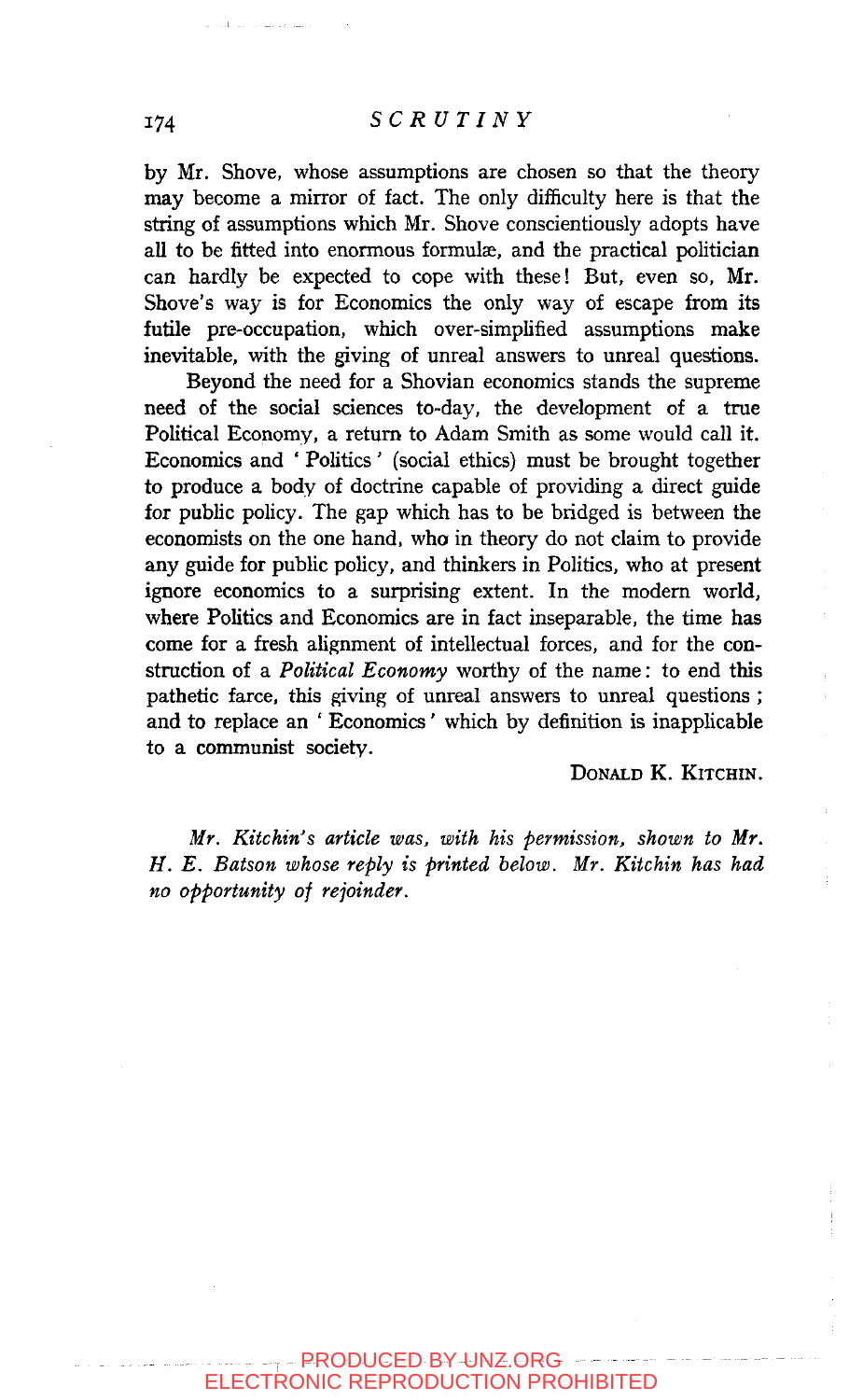by Mr. Shove, whose assumptions are chosen so that the theory may become a mirror of fact. The only difficulty here is that the string of assumptions which Mr. Shove conscientiously adopts have all to be fitted into enormous formulæ, and the practical politician can hardly be expected to cope with these! But, even so, Mr. Shove's way is for Economics the only way of escape from its futile pre-occupation, which over-simplified assumptions make inevitable, with the giving of unreal answers to unreal questions.

Beyond the need for a Shovian economics stands the supreme need of the social sciences to-day, the development of a true Political Economy, a return to Adam Smith as some would call it. Economics and 'Politics' (social ethics) must be brought together to produce a body of doctrine capable of providing a direct guide for public policy. The gap which has to be bridged is between the economists on the one hand, who in theory do not claim to provide any guide for public policy, and thinkers in Politics, who at present ignore economics to a surprising extent. In the modern world, where Politics and Economics are in fact inseparable, the time has come for a fresh alignment of intellectual forces, and for the construction of a *Political Economy* worthy of the name: to end this pathetic farce, this giving of unreal answers to unreal questions; and to replace an 'Economics' which by definition is inapplicable to a communist society.

DONALD K. KITCHIN.

*Mr. Kitchin's article was, with his permission, shown to Mr. H. E. Batson whose reply is printed below. Mr. Kitchin has had no opportunity of rejoinder.*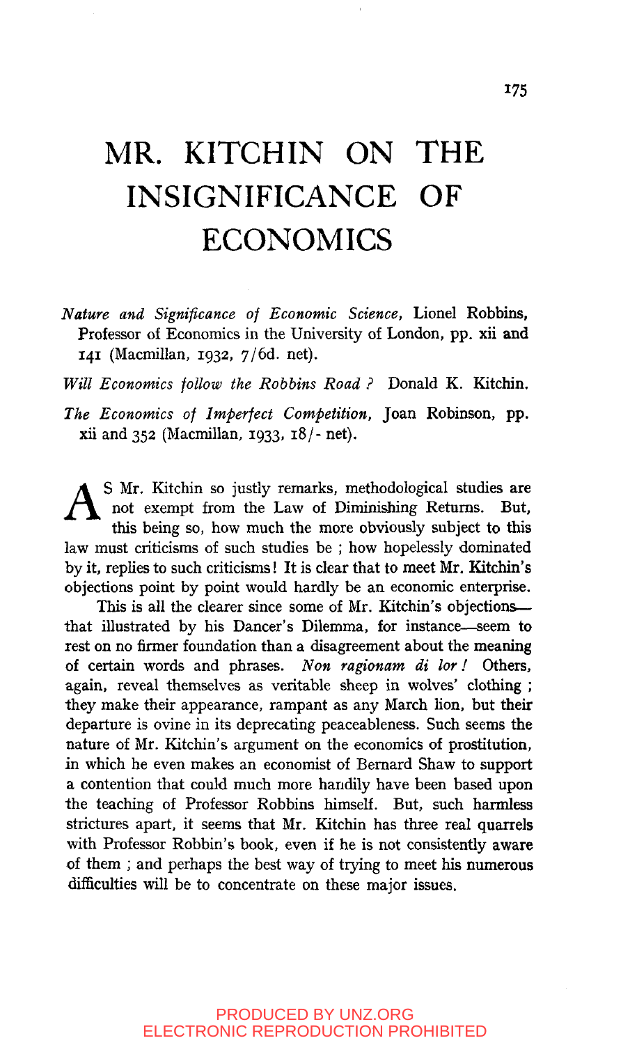# MR. KITCHIN ON THE INSIGNIFICANCE OF ECONOMICS

*Nature and Significance of Economic Science*, Lionel Robbins, Professor of Economics in the University of London, pp. xii and 141 (Macmillan, 1932, 7/6d. net).

*Will Economics follow the Robbins Road?* Donald K. Kitchin.

*The Economics of Imperfect Competition*, Joan Robinson, pp. xii and 352 (Macmillan, 1933, 18/- net).

As Mr. Kitchin so justly remarks, methodological studies are not exempt from the Law of Diminishing Returns. But, this being so, how much the more obviously subject to this law must criticisms of such studies be; how hopelessly dominated by it, replies to such criticisms! It is clear that to meet Mr. Kitchin's objections point by point would hardly be an economic enterprise.

This is all the clearer since some of Mr. Kitchin's objections—that illustrated by his Dancer's Dilemma, for instance—seem to rest on no firmer foundation than a disagreement about the meaning of certain words and phrases. *Non ragionam di lor!* Others, again, reveal themselves as veritable sheep in wolves' clothing; they make their appearance, rampant as any March lion, but their departure is ovine in its deprecating peaceableness. Such seems the nature of Mr. Kitchin's argument on the economics of prostitution, in which he even makes an economist of Bernard Shaw to support a contention that could much more handily have been based upon the teaching of Professor Robbins himself. But, such harmless strictures apart, it seems that Mr. Kitchin has three real quarrels with Professor Robbin's book, even if he is not consistently aware of them; and perhaps the best way of trying to meet his numerous difficulties will be to concentrate on these major issues.